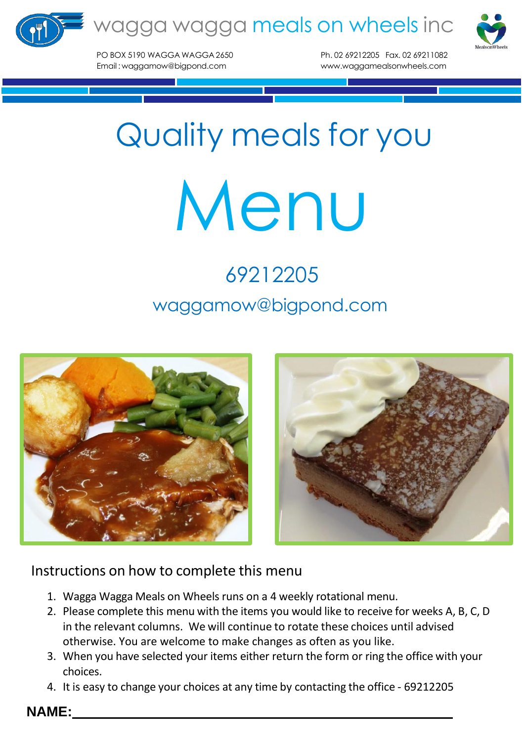wagga wagga meals on wheels inc

PO BOX 5190 WAGGA WAGGA 2650
Email : waggamow@bigpond.com

Ph. 02 69212205 Fax. 02 69211082
www.waggamealsonwheels.com

# Quality meals for you

# Menu

## 69212205

## waggamow@bigpond.com

### Instructions on how to complete this menu

1. Wagga Wagga Meals on Wheels runs on a 4 weekly rotational menu.
2. Please complete this menu with the items you would like to receive for weeks A, B, C, D in the relevant columns. We will continue to rotate these choices until advised otherwise. You are welcome to make changes as often as you like.
3. When you have selected your items either return the form or ring the office with your choices.
4. It is easy to change your choices at any time by contacting the office - 69212205

**NAME:**\_\_\_\_\_\_\_\_\_\_\_\_\_\_\_\_\_\_\_\_\_\_\_\_\_\_\_\_\_\_\_\_\_\_\_\_\_\_\_\_\_\_\_\_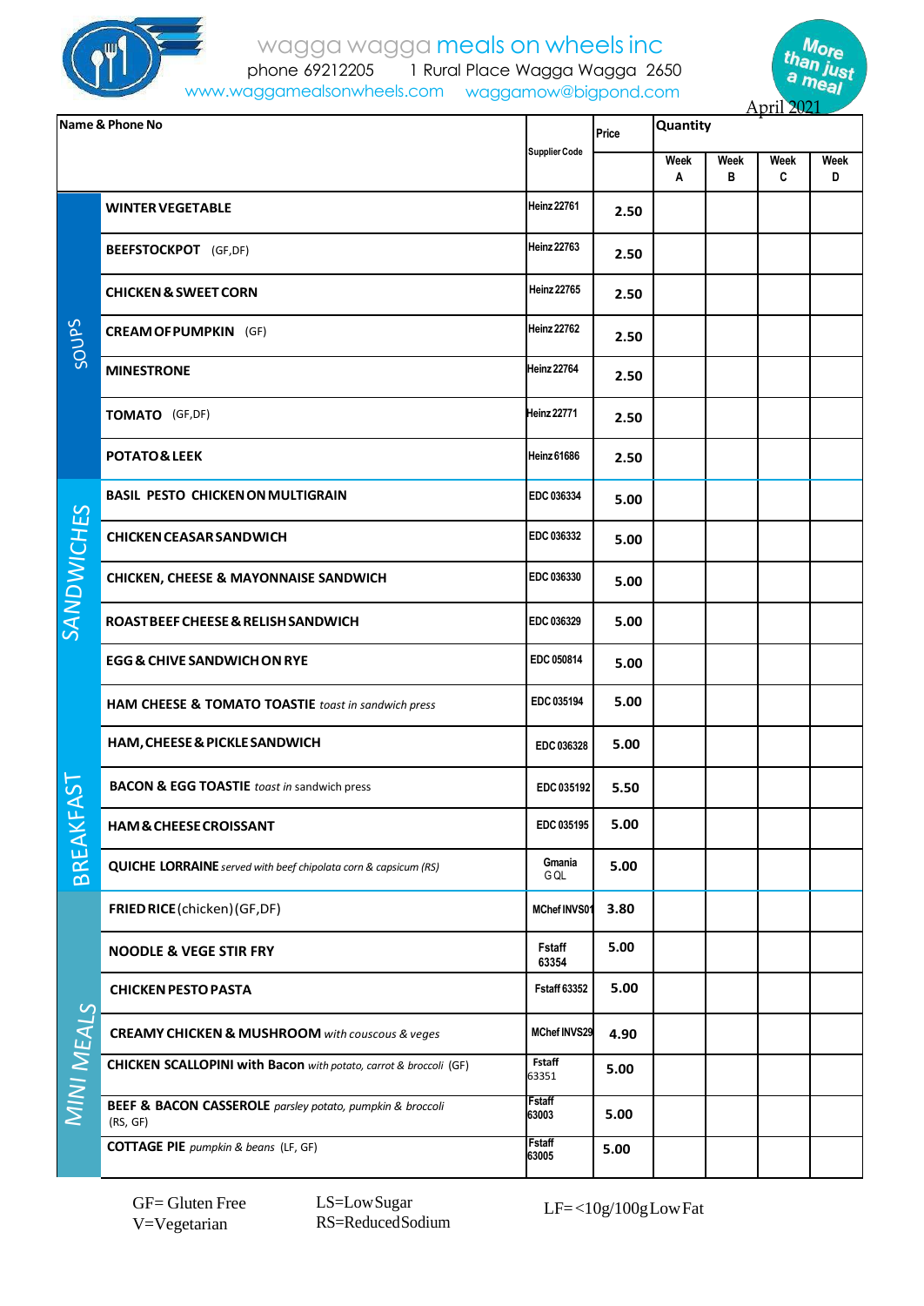wagga wagga meals on wheels inc

phone 69212205 1 Rural Place Wagga Wagga 2650

www.waggamealsonwheels.com waggamow@bigpond.com

More than just a meal

April 2021

| | Name & Phone No | Supplier Code | Price | Quantity | | | |
|---|---|---|---|---|---|---|---|
| | | | | Week A | Week B | Week C | Week D |
| SOUPS | **WINTER VEGETABLE** | Heinz 22761 | 2.50 | | | | |
| SOUPS | **BEEFSTOCKPOT** (GF,DF) | Heinz 22763 | 2.50 | | | | |
| SOUPS | **CHICKEN & SWEET CORN** | Heinz 22765 | 2.50 | | | | |
| SOUPS | **CREAM OF PUMPKIN** (GF) | Heinz 22762 | 2.50 | | | | |
| SOUPS | **MINESTRONE** | Heinz 22764 | 2.50 | | | | |
| SOUPS | **TOMATO** (GF,DF) | Heinz 22771 | 2.50 | | | | |
| SOUPS | **POTATO & LEEK** | Heinz 61686 | 2.50 | | | | |
| SANDWICHES | **BASIL PESTO CHICKEN ON MULTIGRAIN** | EDC 036334 | 5.00 | | | | |
| SANDWICHES | **CHICKEN CEASAR SANDWICH** | EDC 036332 | 5.00 | | | | |
| SANDWICHES | **CHICKEN, CHEESE & MAYONNAISE SANDWICH** | EDC 036330 | 5.00 | | | | |
| SANDWICHES | **ROAST BEEF CHEESE & RELISH SANDWICH** | EDC 036329 | 5.00 | | | | |
| SANDWICHES | **EGG & CHIVE SANDWICH ON RYE** | EDC 050814 | 5.00 | | | | |
| SANDWICHES | **HAM CHEESE & TOMATO TOASTIE** *toast in sandwich press* | EDC 035194 | 5.00 | | | | |
| SANDWICHES | **HAM, CHEESE & PICKLE SANDWICH** | EDC 036328 | 5.00 | | | | |
| BREAKFAST | **BACON & EGG TOASTIE** *toast in* sandwich press | EDC 035192 | 5.50 | | | | |
| BREAKFAST | **HAM & CHEESE CROISSANT** | EDC 035195 | 5.00 | | | | |
| BREAKFAST | **QUICHE LORRAINE** *served with beef chipolata corn & capsicum (RS)* | Gmania GQL | 5.00 | | | | |
| MINI MEALS | **FRIED RICE** (chicken) (GF,DF) | MChef INVS01 | 3.80 | | | | |
| MINI MEALS | **NOODLE & VEGE STIR FRY** | Fstaff 63354 | 5.00 | | | | |
| MINI MEALS | **CHICKEN PESTO PASTA** | Fstaff 63352 | 5.00 | | | | |
| MINI MEALS | **CREAMY CHICKEN & MUSHROOM** *with couscous & veges* | MChef INVS29 | 4.90 | | | | |
| MINI MEALS | **CHICKEN SCALLOPINI with Bacon** *with potato, carrot & broccoli* (GF) | Fstaff 63351 | 5.00 | | | | |
| MINI MEALS | **BEEF & BACON CASSEROLE** *parsley potato, pumpkin & broccoli* (RS, GF) | Fstaff 63003 | 5.00 | | | | |
| MINI MEALS | **COTTAGE PIE** *pumpkin & beans* (LF, GF) | Fstaff 63005 | 5.00 | | | | |

GF= Gluten Free
V=Vegetarian

LS=Low Sugar
RS=Reduced Sodium

LF=<10g/100g Low Fat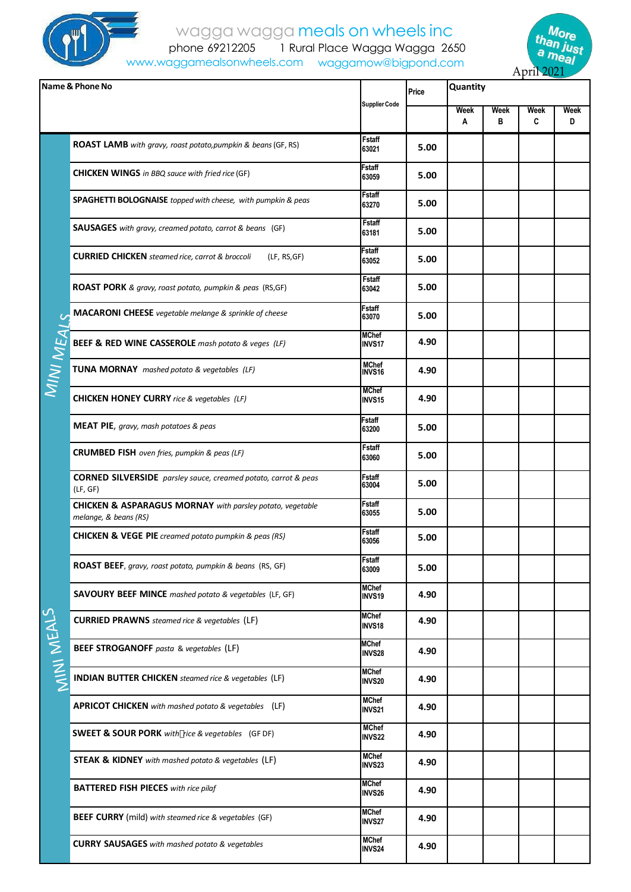# wagga wagga meals on wheels inc

phone 69212205 1 Rural Place Wagga Wagga 2650

www.waggamealsonwheels.com waggamow@bigpond.com

More than just a meal

April 2021

| Name & Phone No | | Supplier Code | Price | Quantity | | | |
|---|---|---|---|---|---|---|---|
| | | | | Week A | Week B | Week C | Week D |
| MINI MEALS | **ROAST LAMB** *with gravy, roast potato,pumpkin & beans* (GF, RS) | Fstaff 63021 | 5.00 | | | | |
| | **CHICKEN WINGS** *in BBQ sauce with fried rice* (GF) | Fstaff 63059 | 5.00 | | | | |
| | **SPAGHETTI BOLOGNAISE** *topped with cheese, with pumpkin & peas* | Fstaff 63270 | 5.00 | | | | |
| | **SAUSAGES** *with gravy, creamed potato, carrot & beans* (GF) | Fstaff 63181 | 5.00 | | | | |
| | **CURRIED CHICKEN** *steamed rice, carrot & broccoli* (LF, RS,GF) | Fstaff 63052 | 5.00 | | | | |
| | **ROAST PORK** *& gravy, roast potato, pumpkin & peas* (RS,GF) | Fstaff 63042 | 5.00 | | | | |
| | **MACARONI CHEESE** *vegetable melange & sprinkle of cheese* | Fstaff 63070 | 5.00 | | | | |
| | **BEEF & RED WINE CASSEROLE** *mash potato & veges (LF)* | MChef INVS17 | 4.90 | | | | |
| | **TUNA MORNAY** *mashed potato & vegetables (LF)* | MChef INVS16 | 4.90 | | | | |
| | **CHICKEN HONEY CURRY** *rice & vegetables (LF)* | MChef INVS15 | 4.90 | | | | |
| | **MEAT PIE**, *gravy, mash potatoes & peas* | Fstaff 63200 | 5.00 | | | | |
| | **CRUMBED FISH** *oven fries, pumpkin & peas (LF)* | Fstaff 63060 | 5.00 | | | | |
| | **CORNED SILVERSIDE** *parsley sauce, creamed potato, carrot & peas* (LF, GF) | Fstaff 63004 | 5.00 | | | | |
| | **CHICKEN & ASPARAGUS MORNAY** *with parsley potato, vegetable melange, & beans (RS)* | Fstaff 63055 | 5.00 | | | | |
| | **CHICKEN & VEGE PIE** *creamed potato pumpkin & peas (RS)* | Fstaff 63056 | 5.00 | | | | |
| | **ROAST BEEF**, *gravy, roast potato, pumpkin & beans* (RS, GF) | Fstaff 63009 | 5.00 | | | | |
| MINI MEALS | **SAVOURY BEEF MINCE** *mashed potato & vegetables* (LF, GF) | MChef INVS19 | 4.90 | | | | |
| | **CURRIED PRAWNS** *steamed rice & vegetables* (LF) | MChef INVS18 | 4.90 | | | | |
| | **BEEF STROGANOFF** *pasta & vegetables* (LF) | MChef INVS28 | 4.90 | | | | |
| | **INDIAN BUTTER CHICKEN** *steamed rice & vegetables* (LF) | MChef INVS20 | 4.90 | | | | |
| | **APRICOT CHICKEN** *with mashed potato & vegetables* (LF) | MChef INVS21 | 4.90 | | | | |
| | **SWEET & SOUR PORK** *with rice & vegetables* (GF DF) | MChef INVS22 | 4.90 | | | | |
| | **STEAK & KIDNEY** *with mashed potato & vegetables* (LF) | MChef INVS23 | 4.90 | | | | |
| | **BATTERED FISH PIECES** *with rice pilaf* | MChef INVS26 | 4.90 | | | | |
| | **BEEF CURRY** (mild) *with steamed rice & vegetables* (GF) | MChef INVS27 | 4.90 | | | | |
| | **CURRY SAUSAGES** *with mashed potato & vegetables* | MChef INVS24 | 4.90 | | | | |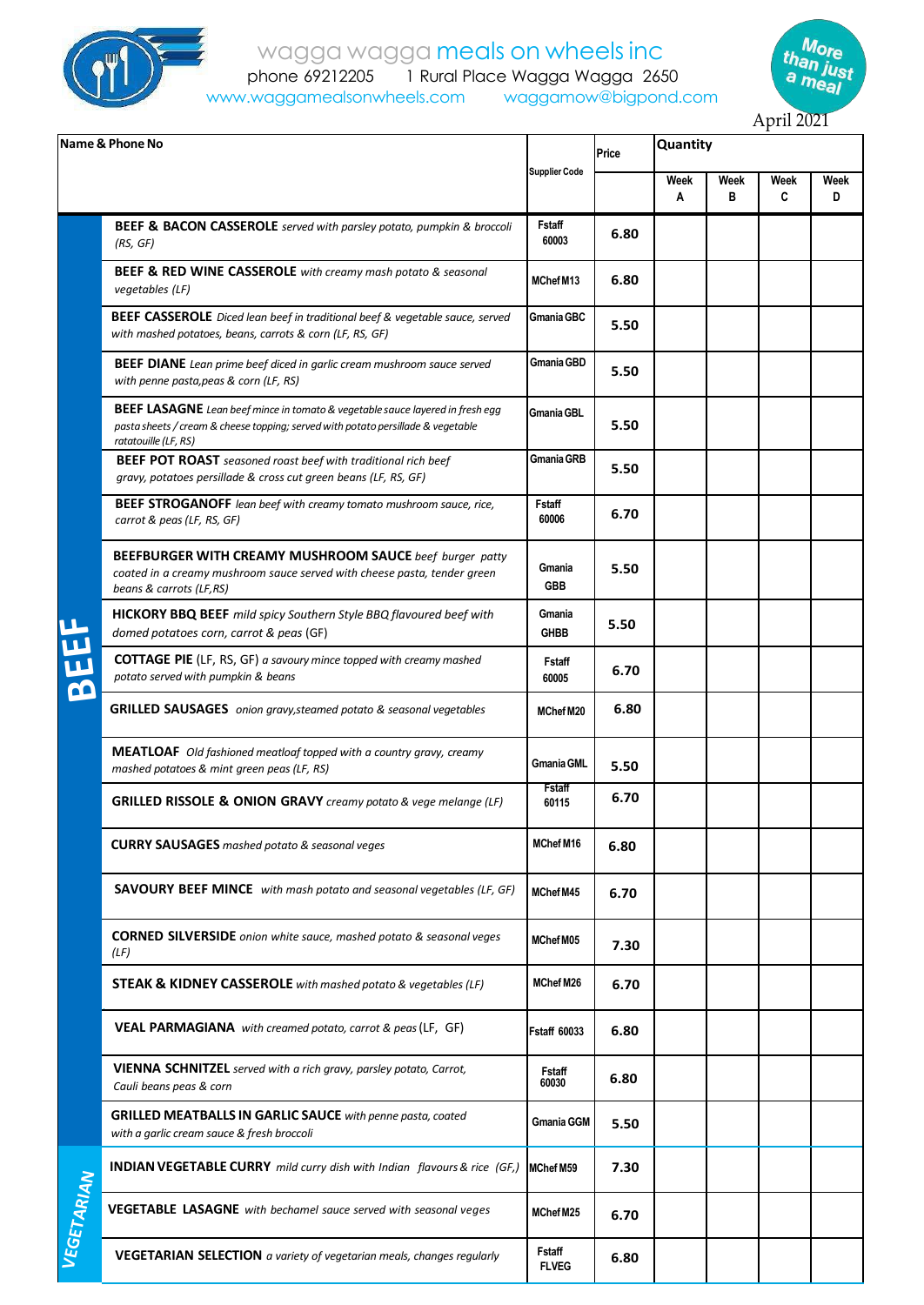wagga wagga **meals on wheels inc**

phone 69212205    1 Rural Place Wagga Wagga 2650

www.waggamealsonwheels.com    waggamow@bigpond.com

More than just a meal

April 2021

| Name & Phone No | | Supplier Code | Price | Quantity | | | |
|---|---|---|---|---|---|---|---|
| | | | | Week A | Week B | Week C | Week D |
| BEEF | **BEEF & BACON CASSEROLE** *served with parsley potato, pumpkin & broccoli (RS, GF)* | Fstaff 60003 | 6.80 | | | | |
| | **BEEF & RED WINE CASSEROLE** *with creamy mash potato & seasonal vegetables (LF)* | MChef M13 | 6.80 | | | | |
| | **BEEF CASSEROLE** *Diced lean beef in traditional beef & vegetable sauce, served with mashed potatoes, beans, carrots & corn (LF, RS, GF)* | Gmania GBC | 5.50 | | | | |
| | **BEEF DIANE** *Lean prime beef diced in garlic cream mushroom sauce served with penne pasta,peas & corn (LF, RS)* | Gmania GBD | 5.50 | | | | |
| | **BEEF LASAGNE** *Lean beef mince in tomato & vegetable sauce layered in fresh egg pasta sheets / cream & cheese topping; served with potato persillade & vegetable ratatouille (LF, RS)* | Gmania GBL | 5.50 | | | | |
| | **BEEF POT ROAST** *seasoned roast beef with traditional rich beef gravy, potatoes persillade & cross cut green beans (LF, RS, GF)* | Gmania GRB | 5.50 | | | | |
| | **BEEF STROGANOFF** *lean beef with creamy tomato mushroom sauce, rice, carrot & peas (LF, RS, GF)* | Fstaff 60006 | 6.70 | | | | |
| | **BEEFBURGER WITH CREAMY MUSHROOM SAUCE** *beef burger patty coated in a creamy mushroom sauce served with cheese pasta, tender green beans & carrots (LF,RS)* | Gmania GBB | 5.50 | | | | |
| | **HICKORY BBQ BEEF** *mild spicy Southern Style BBQ flavoured beef with domed potatoes corn, carrot & peas* (GF) | Gmania GHBB | 5.50 | | | | |
| | **COTTAGE PIE** (LF, RS, GF) *a savoury mince topped with creamy mashed potato served with pumpkin & beans* | Fstaff 60005 | 6.70 | | | | |
| | **GRILLED SAUSAGES** *onion gravy,steamed potato & seasonal vegetables* | MChef M20 | 6.80 | | | | |
| | **MEATLOAF** *Old fashioned meatloaf topped with a country gravy, creamy mashed potatoes & mint green peas (LF, RS)* | Gmania GML | 5.50 | | | | |
| | **GRILLED RISSOLE & ONION GRAVY** *creamy potato & vege melange (LF)* | Fstaff 60115 | 6.70 | | | | |
| | **CURRY SAUSAGES** *mashed potato & seasonal veges* | MChef M16 | 6.80 | | | | |
| | **SAVOURY BEEF MINCE** *with mash potato and seasonal vegetables (LF, GF)* | MChef M45 | 6.70 | | | | |
| | **CORNED SILVERSIDE** *onion white sauce, mashed potato & seasonal veges (LF)* | MChef M05 | 7.30 | | | | |
| | **STEAK & KIDNEY CASSEROLE** *with mashed potato & vegetables (LF)* | MChef M26 | 6.70 | | | | |
| | **VEAL PARMAGIANA** *with creamed potato, carrot & peas* (LF, GF) | Fstaff 60033 | 6.80 | | | | |
| | **VIENNA SCHNITZEL** *served with a rich gravy, parsley potato, Carrot, Cauli beans peas & corn* | Fstaff 60030 | 6.80 | | | | |
| | **GRILLED MEATBALLS IN GARLIC SAUCE** *with penne pasta, coated with a garlic cream sauce & fresh broccoli* | Gmania GGM | 5.50 | | | | |
| VEGETARIAN | **INDIAN VEGETABLE CURRY** *mild curry dish with Indian flavours & rice (GF,)* | MChef M59 | 7.30 | | | | |
| | **VEGETABLE LASAGNE** *with bechamel sauce served with seasonal veges* | MChef M25 | 6.70 | | | | |
| | **VEGETARIAN SELECTION** *a variety of vegetarian meals, changes regularly* | Fstaff FLVEG | 6.80 | | | | |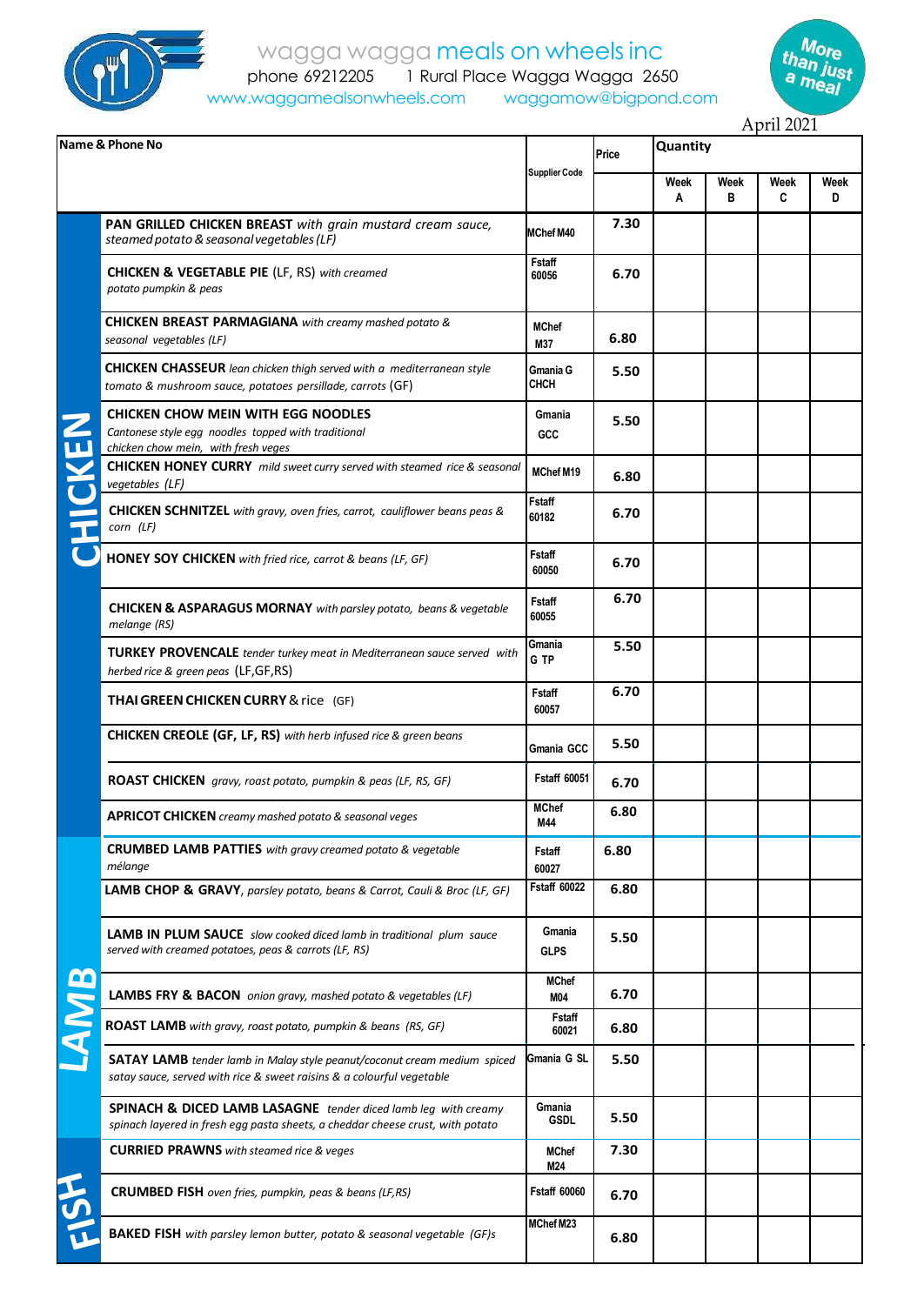wagga wagga **meals on wheels inc**

phone 69212205 1 Rural Place Wagga Wagga 2650

www.waggamealsonwheels.com waggamow@bigpond.com

More than just a meal

April 2021

| Name & Phone No | | Supplier Code | Price | Quantity | | | |
|---|---|---|---|---|---|---|---|
| | | | | Week A | Week B | Week C | Week D |
| CHICKEN | **PAN GRILLED CHICKEN BREAST** *with grain mustard cream sauce, steamed potato & seasonal vegetables (LF)* | MChef M40 | 7.30 | | | | |
| | **CHICKEN & VEGETABLE PIE** (LF, RS) *with creamed potato pumpkin & peas* | Fstaff 60056 | 6.70 | | | | |
| | **CHICKEN BREAST PARMAGIANA** *with creamy mashed potato & seasonal vegetables (LF)* | MChef M37 | 6.80 | | | | |
| | **CHICKEN CHASSEUR** *lean chicken thigh served with a mediterranean style tomato & mushroom sauce, potatoes persillade, carrots* (GF) | Gmania G CHCH | 5.50 | | | | |
| | **CHICKEN CHOW MEIN WITH EGG NOODLES** *Cantonese style egg noodles topped with traditional chicken chow mein, with fresh veges* | Gmania GCC | 5.50 | | | | |
| | **CHICKEN HONEY CURRY** *mild sweet curry served with steamed rice & seasonal vegetables (LF)* | MChef M19 | 6.80 | | | | |
| | **CHICKEN SCHNITZEL** *with gravy, oven fries, carrot, cauliflower beans peas & corn (LF)* | Fstaff 60182 | 6.70 | | | | |
| | **HONEY SOY CHICKEN** *with fried rice, carrot & beans (LF, GF)* | Fstaff 60050 | 6.70 | | | | |
| | **CHICKEN & ASPARAGUS MORNAY** *with parsley potato, beans & vegetable melange (RS)* | Fstaff 60055 | 6.70 | | | | |
| | **TURKEY PROVENCALE** *tender turkey meat in Mediterranean sauce served with herbed rice & green peas* (LF,GF,RS) | Gmania G TP | 5.50 | | | | |
| | **THAI GREEN CHICKEN CURRY** & rice (GF) | Fstaff 60057 | 6.70 | | | | |
| | **CHICKEN CREOLE (GF, LF, RS)** *with herb infused rice & green beans* | Gmania GCC | 5.50 | | | | |
| | **ROAST CHICKEN** *gravy, roast potato, pumpkin & peas (LF, RS, GF)* | Fstaff 60051 | 6.70 | | | | |
| | **APRICOT CHICKEN** *creamy mashed potato & seasonal veges* | MChef M44 | 6.80 | | | | |
| LAMB | **CRUMBED LAMB PATTIES** *with gravy creamed potato & vegetable mélange* | Fstaff 60027 | 6.80 | | | | |
| | **LAMB CHOP & GRAVY**, *parsley potato, beans & Carrot, Cauli & Broc (LF, GF)* | Fstaff 60022 | 6.80 | | | | |
| | **LAMB IN PLUM SAUCE** *slow cooked diced lamb in traditional plum sauce served with creamed potatoes, peas & carrots (LF, RS)* | Gmania GLPS | 5.50 | | | | |
| | **LAMBS FRY & BACON** *onion gravy, mashed potato & vegetables (LF)* | MChef M04 | 6.70 | | | | |
| | **ROAST LAMB** *with gravy, roast potato, pumpkin & beans (RS, GF)* | Fstaff 60021 | 6.80 | | | | |
| | **SATAY LAMB** *tender lamb in Malay style peanut/coconut cream medium spiced satay sauce, served with rice & sweet raisins & a colourful vegetable* | Gmania G SL | 5.50 | | | | |
| | **SPINACH & DICED LAMB LASAGNE** *tender diced lamb leg with creamy spinach layered in fresh egg pasta sheets, a cheddar cheese crust, with potato* | Gmania GSDL | 5.50 | | | | |
| FISH | **CURRIED PRAWNS** *with steamed rice & veges* | MChef M24 | 7.30 | | | | |
| | **CRUMBED FISH** *oven fries, pumpkin, peas & beans (LF,RS)* | Fstaff 60060 | 6.70 | | | | |
| | **BAKED FISH** *with parsley lemon butter, potato & seasonal vegetable (GF)s* | MChef M23 | 6.80 | | | | |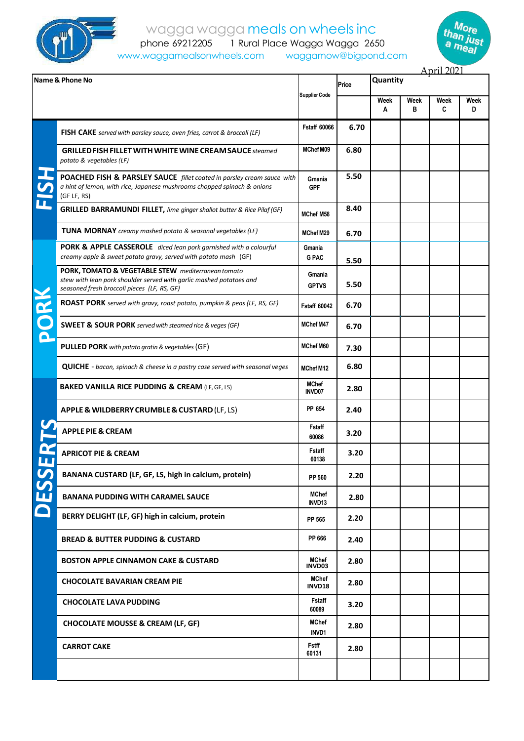wagga wagga **meals on wheels inc**

phone 69212205 1 Rural Place Wagga Wagga 2650

www.waggamealsonwheels.com waggamow@bigpond.com

More than just a meal

April 2021

| | Name & Phone No | Supplier Code | Price | Quantity Week A | Week B | Week C | Week D |
|---|---|---|---|---|---|---|---|
| FISH | **FISH CAKE** *served with parsley sauce, oven fries, carrot & broccoli (LF)* | Fstaff 60066 | 6.70 | | | | |
| FISH | **GRILLED FISH FILLET WITH WHITE WINE CREAM SAUCE** *steamed potato & vegetables (LF)* | MChef M09 | 6.80 | | | | |
| FISH | **POACHED FISH & PARSLEY SAUCE** *fillet coated in parsley cream sauce with a hint of lemon, with rice, Japanese mushrooms chopped spinach & onions* (GF LF, RS) | Gmania GPF | 5.50 | | | | |
| FISH | **GRILLED BARRAMUNDI FILLET,** *lime ginger shallot butter & Rice Pilaf (GF)* | MChef M58 | 8.40 | | | | |
| FISH | **TUNA MORNAY** *creamy mashed potato & seasonal vegetables (LF)* | MChef M29 | 6.70 | | | | |
| PORK | **PORK & APPLE CASSEROLE** *diced lean pork garnished with a colourful creamy apple & sweet potato gravy, served with potato mash* (GF) | Gmania G PAC | 5.50 | | | | |
| PORK | **PORK, TOMATO & VEGETABLE STEW** *mediterranean tomato stew with lean pork shoulder served with garlic mashed potatoes and seasoned fresh broccoli pieces (LF, RS, GF)* | Gmania GPTVS | 5.50 | | | | |
| PORK | **ROAST PORK** *served with gravy, roast potato, pumpkin & peas (LF, RS, GF)* | Fstaff 60042 | 6.70 | | | | |
| PORK | **SWEET & SOUR PORK** *served with steamed rice & veges (GF)* | MChef M47 | 6.70 | | | | |
| PORK | **PULLED PORK** *with potato gratin & vegetables* (GF) | MChef M60 | 7.30 | | | | |
| PORK | **QUICHE** - *bacon, spinach & cheese in a pastry case served with seasonal veges* | MChef M12 | 6.80 | | | | |
| DESSERTS | **BAKED VANILLA RICE PUDDING & CREAM** (LF, GF, LS) | MChef INVD07 | 2.80 | | | | |
| DESSERTS | **APPLE & WILDBERRY CRUMBLE & CUSTARD** (LF, LS) | PP 654 | 2.40 | | | | |
| DESSERTS | **APPLE PIE & CREAM** | Fstaff 60086 | 3.20 | | | | |
| DESSERTS | **APRICOT PIE & CREAM** | Fstaff 60138 | 3.20 | | | | |
| DESSERTS | **BANANA CUSTARD (LF, GF, LS, high in calcium, protein)** | PP 560 | 2.20 | | | | |
| DESSERTS | **BANANA PUDDING WITH CARAMEL SAUCE** | MChef INVD13 | 2.80 | | | | |
| DESSERTS | **BERRY DELIGHT (LF, GF) high in calcium, protein** | PP 565 | 2.20 | | | | |
| DESSERTS | **BREAD & BUTTER PUDDING & CUSTARD** | PP 666 | 2.40 | | | | |
| DESSERTS | **BOSTON APPLE CINNAMON CAKE & CUSTARD** | MChef INVD03 | 2.80 | | | | |
| DESSERTS | **CHOCOLATE BAVARIAN CREAM PIE** | MChef INVD18 | 2.80 | | | | |
| DESSERTS | **CHOCOLATE LAVA PUDDING** | Fstaff 60089 | 3.20 | | | | |
| DESSERTS | **CHOCOLATE MOUSSE & CREAM (LF, GF)** | MChef INVD1 | 2.80 | | | | |
| DESSERTS | **CARROT CAKE** | Fstff 60131 | 2.80 | | | | |
| DESSERTS | | | | | | | |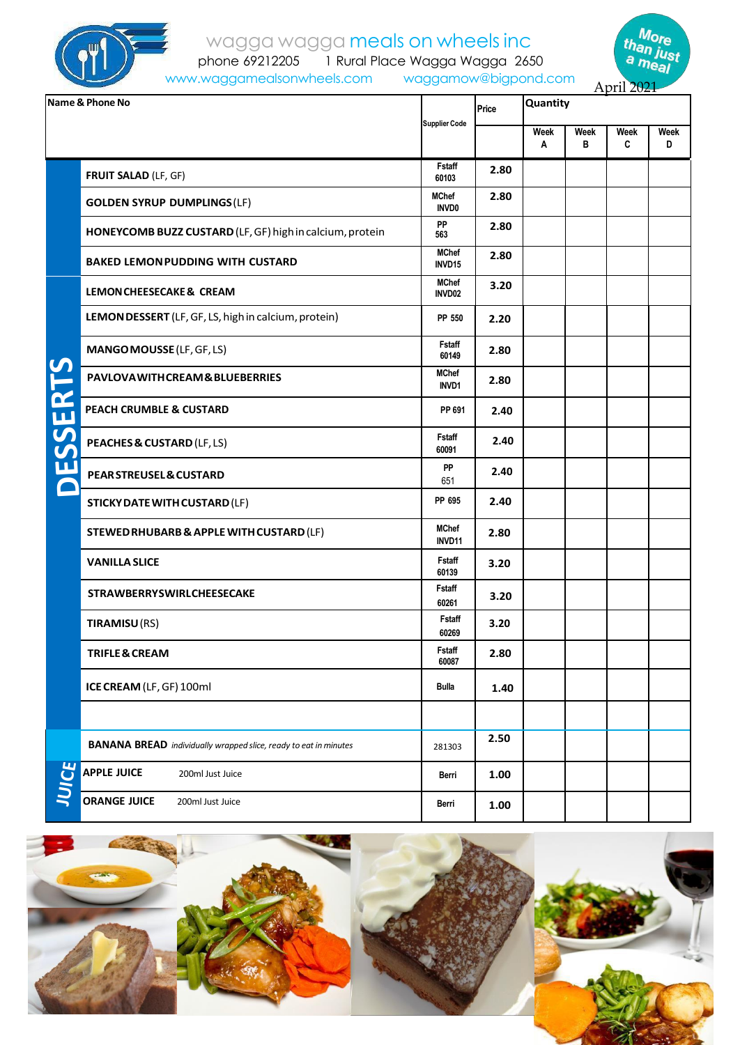# wagga wagga meals on wheels inc

phone 69212205 1 Rural Place Wagga Wagga 2650

www.waggamealsonwheels.com waggamow@bigpond.com

More than just a meal

April 2021

| Name & Phone No | | Supplier Code | Price | Quantity | | | |
|---|---|---|---|---|---|---|---|
| | | | | Week A | Week B | Week C | Week D |
| DESSERTS | **FRUIT SALAD** (LF, GF) | Fstaff 60103 | 2.80 | | | | |
| | **GOLDEN SYRUP DUMPLINGS** (LF) | MChef INVD0 | 2.80 | | | | |
| | **HONEYCOMB BUZZ CUSTARD** (LF, GF) high in calcium, protein | PP 563 | 2.80 | | | | |
| | **BAKED LEMON PUDDING WITH CUSTARD** | MChef INVD15 | 2.80 | | | | |
| | **LEMON CHEESECAKE & CREAM** | MChef INVD02 | 3.20 | | | | |
| | **LEMON DESSERT** (LF, GF, LS, high in calcium, protein) | PP 550 | 2.20 | | | | |
| | **MANGO MOUSSE** (LF, GF, LS) | Fstaff 60149 | 2.80 | | | | |
| | **PAVLOVA WITH CREAM & BLUEBERRIES** | MChef INVD1 | 2.80 | | | | |
| | **PEACH CRUMBLE & CUSTARD** | PP 691 | 2.40 | | | | |
| | **PEACHES & CUSTARD** (LF, LS) | Fstaff 60091 | 2.40 | | | | |
| | **PEAR STREUSEL & CUSTARD** | PP 651 | 2.40 | | | | |
| | **STICKY DATE WITH CUSTARD** (LF) | PP 695 | 2.40 | | | | |
| | **STEWED RHUBARB & APPLE WITH CUSTARD** (LF) | MChef INVD11 | 2.80 | | | | |
| | **VANILLA SLICE** | Fstaff 60139 | 3.20 | | | | |
| | **STRAWBERRY SWIRL CHEESECAKE** | Fstaff 60261 | 3.20 | | | | |
| | **TIRAMISU** (RS) | Fstaff 60269 | 3.20 | | | | |
| | **TRIFLE & CREAM** | Fstaff 60087 | 2.80 | | | | |
| | **ICE CREAM** (LF, GF) 100ml | Bulla | 1.40 | | | | |
| | | | | | | | |
| | **BANANA BREAD** *individually wrapped slice, ready to eat in minutes* | 281303 | 2.50 | | | | |
| JUICE | **APPLE JUICE** 200ml Just Juice | Berri | 1.00 | | | | |
| | **ORANGE JUICE** 200ml Just Juice | Berri | 1.00 | | | | |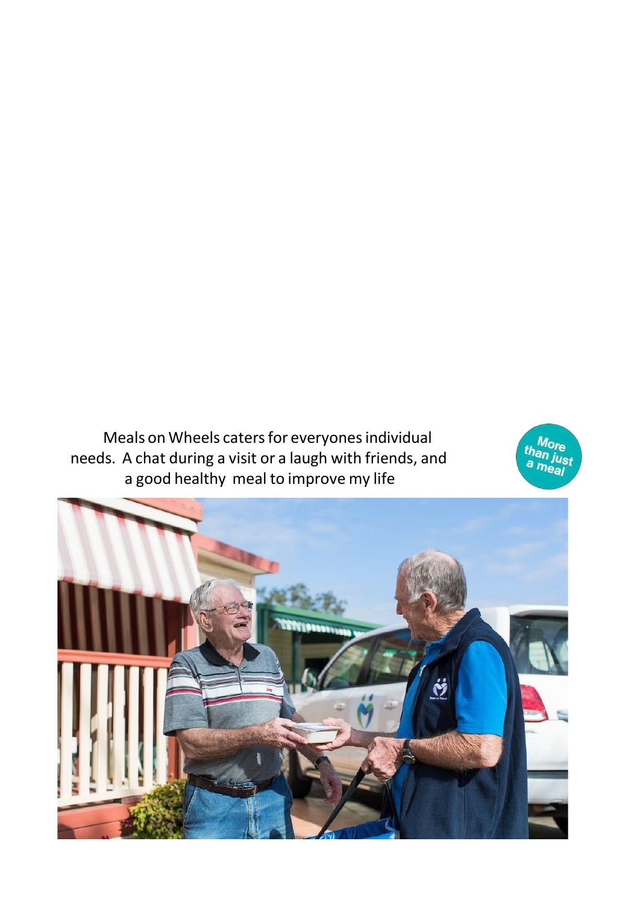Meals on Wheels caters for everyones individual needs. A chat during a visit or a laugh with friends, and a good healthy meal to improve my life

More than just a meal